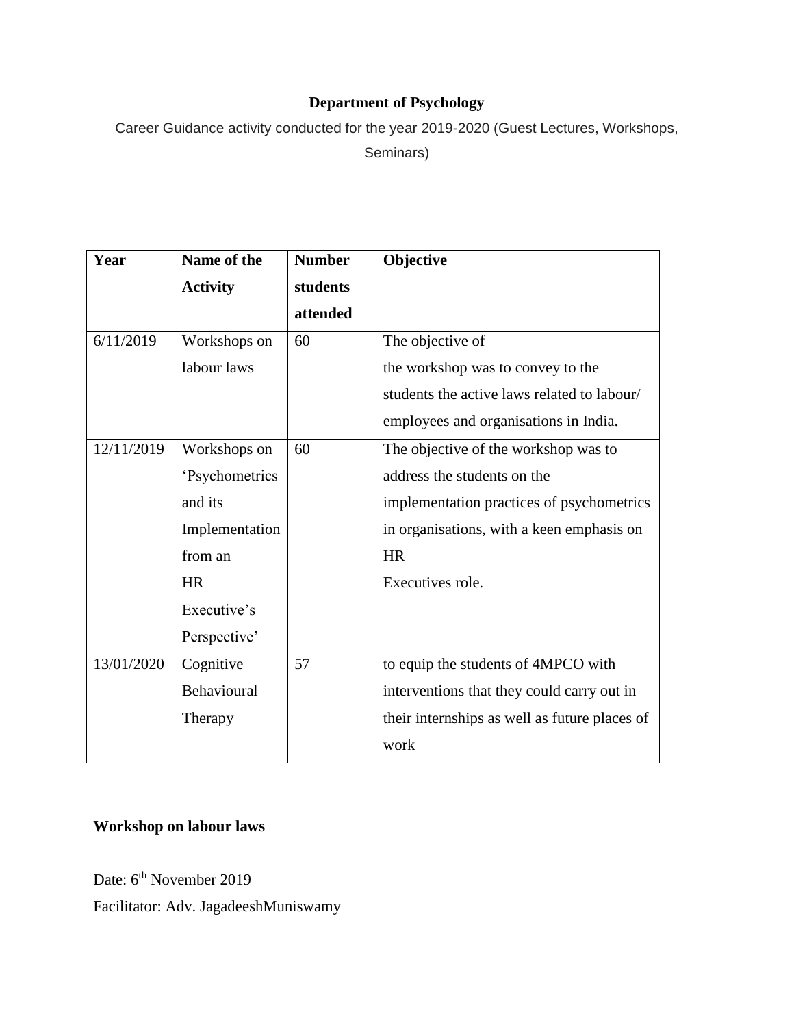**Department of Psychology**

Career Guidance activity conducted for the year 2019-2020 (Guest Lectures, Workshops, Seminars)

| Year | Name of the Activity | Number students attended | Objective |
|---|---|---|---|
| 6/11/2019 | Workshops on labour laws | 60 | The objective of the workshop was to convey to the students the active laws related to labour/ employees and organisations in India. |
| 12/11/2019 | Workshops on 'Psychometrics and its Implementation from an HR Executive's Perspective' | 60 | The objective of the workshop was to address the students on the implementation practices of psychometrics in organisations, with a keen emphasis on HR Executives role. |
| 13/01/2020 | Cognitive Behavioural Therapy | 57 | to equip the students of 4MPCO with interventions that they could carry out in their internships as well as future places of work |

**Workshop on labour laws**

Date: 6th November 2019

Facilitator: Adv. JagadeeshMuniswamy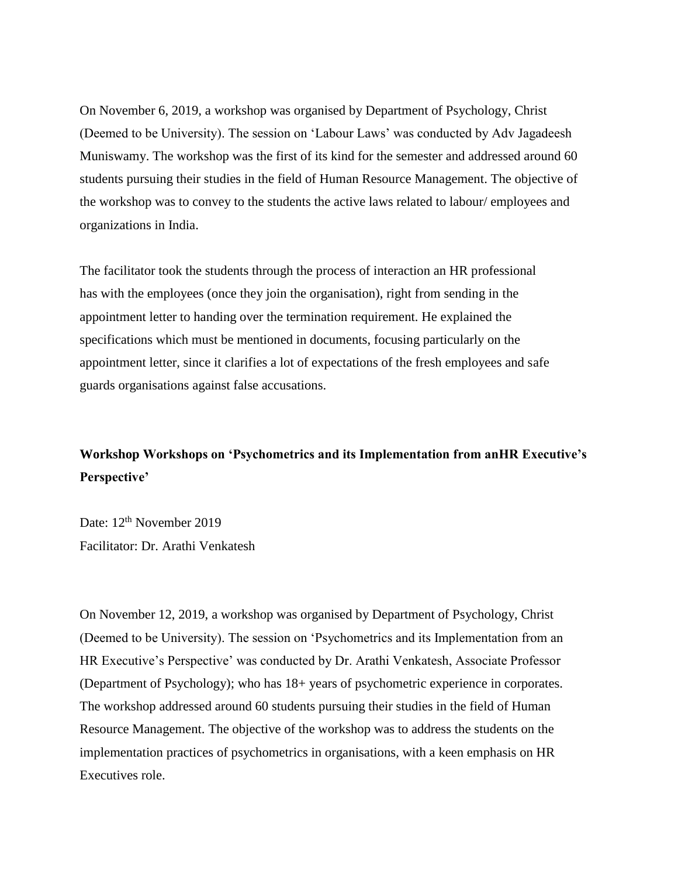On November 6, 2019, a workshop was organised by Department of Psychology, Christ (Deemed to be University). The session on 'Labour Laws' was conducted by Adv Jagadeesh Muniswamy. The workshop was the first of its kind for the semester and addressed around 60 students pursuing their studies in the field of Human Resource Management. The objective of the workshop was to convey to the students the active laws related to labour/ employees and organizations in India.

The facilitator took the students through the process of interaction an HR professional has with the employees (once they join the organisation), right from sending in the appointment letter to handing over the termination requirement. He explained the specifications which must be mentioned in documents, focusing particularly on the appointment letter, since it clarifies a lot of expectations of the fresh employees and safe guards organisations against false accusations.

**Workshop Workshops on 'Psychometrics and its Implementation from anHR Executive's Perspective'**

Date: 12th November 2019
Facilitator: Dr. Arathi Venkatesh

On November 12, 2019, a workshop was organised by Department of Psychology, Christ (Deemed to be University). The session on 'Psychometrics and its Implementation from an HR Executive's Perspective' was conducted by Dr. Arathi Venkatesh, Associate Professor (Department of Psychology); who has 18+ years of psychometric experience in corporates. The workshop addressed around 60 students pursuing their studies in the field of Human Resource Management. The objective of the workshop was to address the students on the implementation practices of psychometrics in organisations, with a keen emphasis on HR Executives role.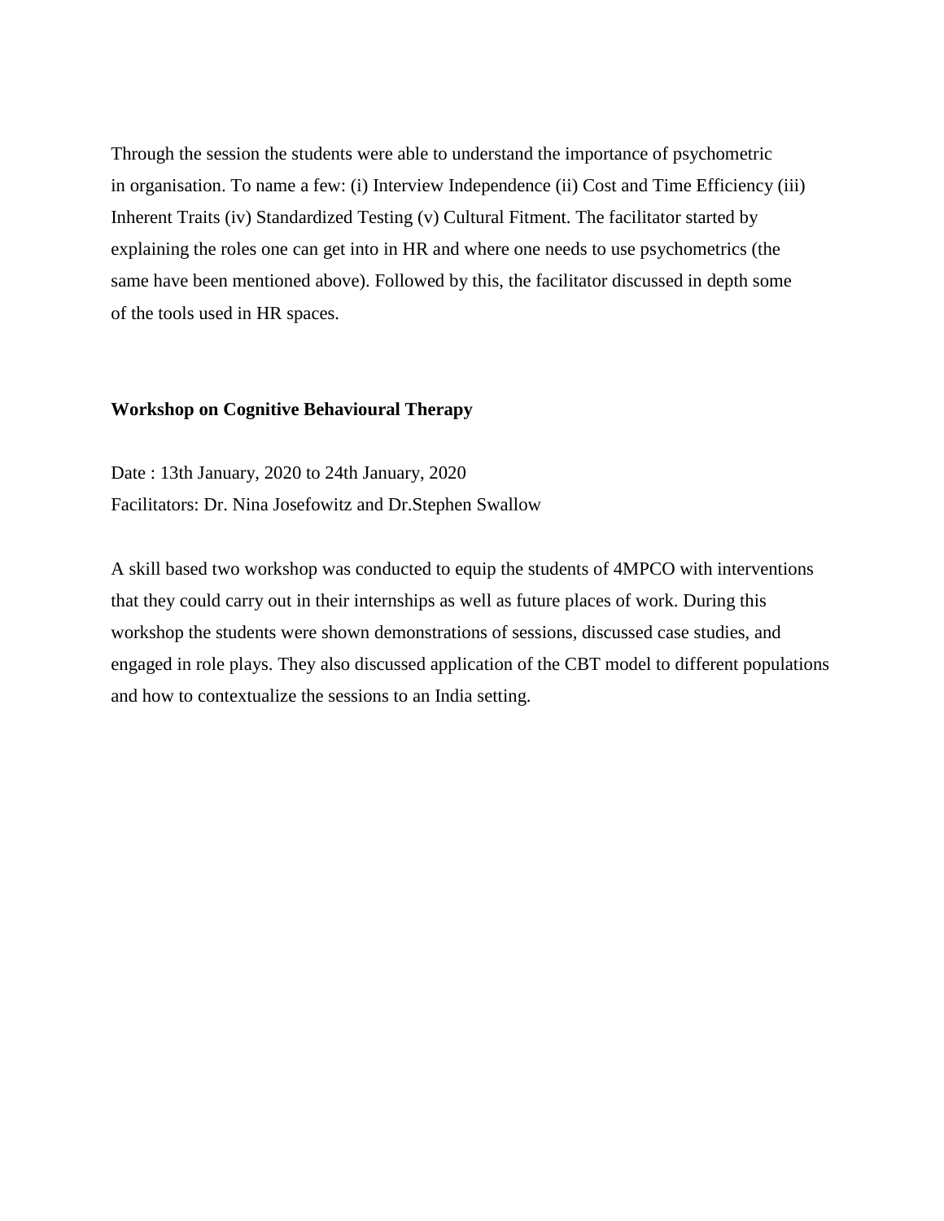Through the session the students were able to understand the importance of psychometric in organisation. To name a few: (i) Interview Independence (ii) Cost and Time Efficiency (iii) Inherent Traits (iv) Standardized Testing (v) Cultural Fitment. The facilitator started by explaining the roles one can get into in HR and where one needs to use psychometrics (the same have been mentioned above). Followed by this, the facilitator discussed in depth some of the tools used in HR spaces.

**Workshop on Cognitive Behavioural Therapy**

Date : 13th January, 2020 to 24th January, 2020
Facilitators: Dr. Nina Josefowitz and Dr.Stephen Swallow

A skill based two workshop was conducted to equip the students of 4MPCO with interventions that they could carry out in their internships as well as future places of work. During this workshop the students were shown demonstrations of sessions, discussed case studies, and engaged in role plays. They also discussed application of the CBT model to different populations and how to contextualize the sessions to an India setting.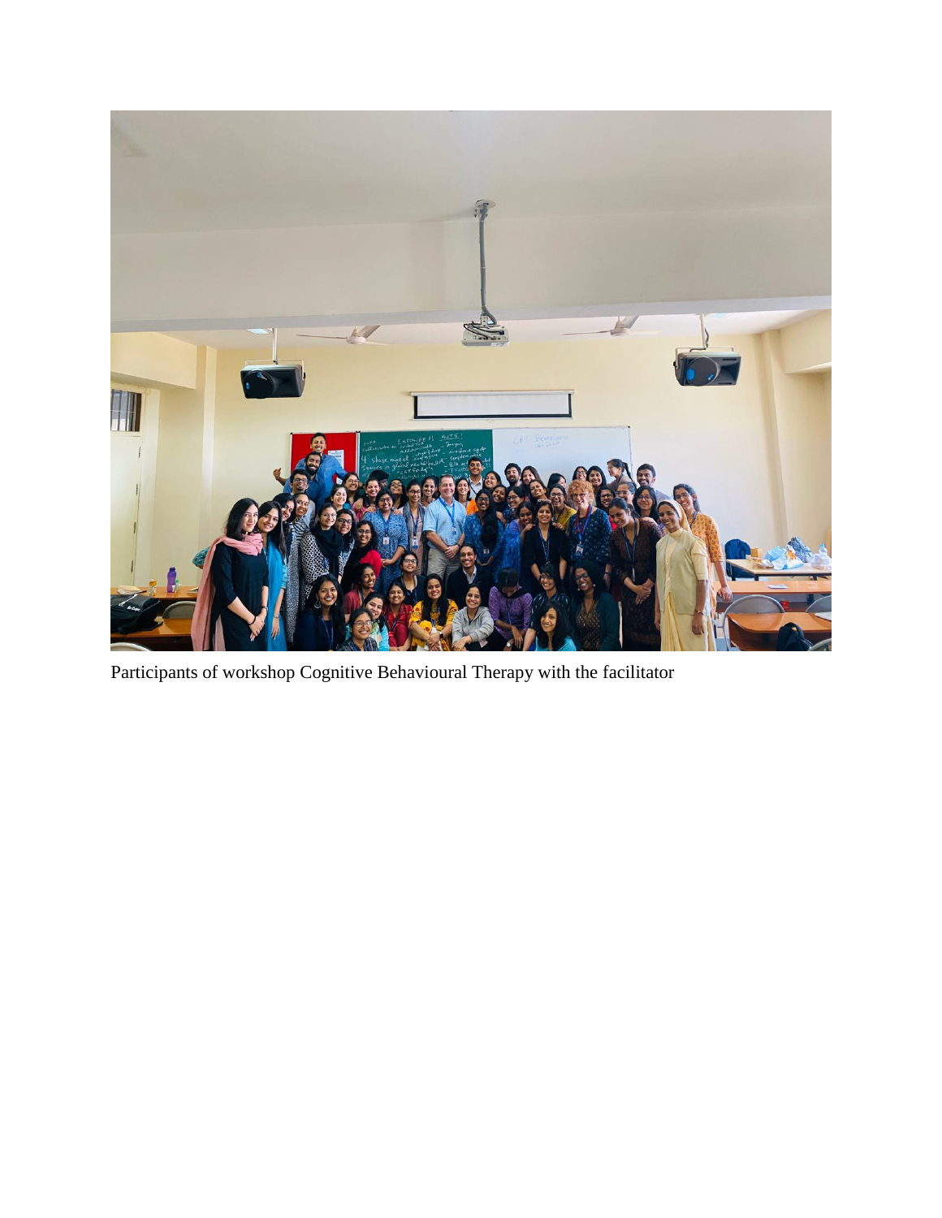Participants of workshop Cognitive Behavioural Therapy with the facilitator